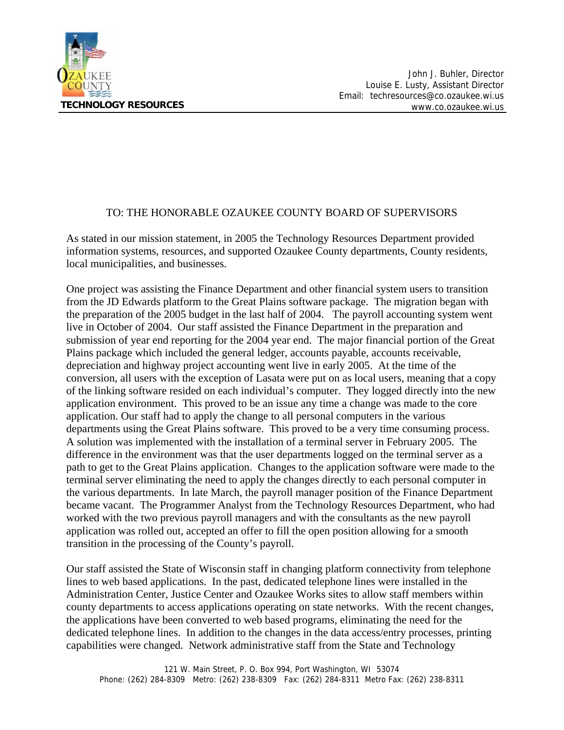**TECHNOLOGY RESOURCES**

John J. Buhler, Director
Louise E. Lusty, Assistant Director
Email: techresources@co.ozaukee.wi.us
www.co.ozaukee.wi.us

TO: THE HONORABLE OZAUKEE COUNTY BOARD OF SUPERVISORS

As stated in our mission statement, in 2005 the Technology Resources Department provided information systems, resources, and supported Ozaukee County departments, County residents, local municipalities, and businesses.

One project was assisting the Finance Department and other financial system users to transition from the JD Edwards platform to the Great Plains software package. The migration began with the preparation of the 2005 budget in the last half of 2004. The payroll accounting system went live in October of 2004. Our staff assisted the Finance Department in the preparation and submission of year end reporting for the 2004 year end. The major financial portion of the Great Plains package which included the general ledger, accounts payable, accounts receivable, depreciation and highway project accounting went live in early 2005. At the time of the conversion, all users with the exception of Lasata were put on as local users, meaning that a copy of the linking software resided on each individual's computer. They logged directly into the new application environment. This proved to be an issue any time a change was made to the core application. Our staff had to apply the change to all personal computers in the various departments using the Great Plains software. This proved to be a very time consuming process. A solution was implemented with the installation of a terminal server in February 2005. The difference in the environment was that the user departments logged on the terminal server as a path to get to the Great Plains application. Changes to the application software were made to the terminal server eliminating the need to apply the changes directly to each personal computer in the various departments. In late March, the payroll manager position of the Finance Department became vacant. The Programmer Analyst from the Technology Resources Department, who had worked with the two previous payroll managers and with the consultants as the new payroll application was rolled out, accepted an offer to fill the open position allowing for a smooth transition in the processing of the County's payroll.

Our staff assisted the State of Wisconsin staff in changing platform connectivity from telephone lines to web based applications. In the past, dedicated telephone lines were installed in the Administration Center, Justice Center and Ozaukee Works sites to allow staff members within county departments to access applications operating on state networks. With the recent changes, the applications have been converted to web based programs, eliminating the need for the dedicated telephone lines. In addition to the changes in the data access/entry processes, printing capabilities were changed. Network administrative staff from the State and Technology

121 W. Main Street, P. O. Box 994, Port Washington, WI 53074
Phone: (262) 284-8309 Metro: (262) 238-8309 Fax: (262) 284-8311 Metro Fax: (262) 238-8311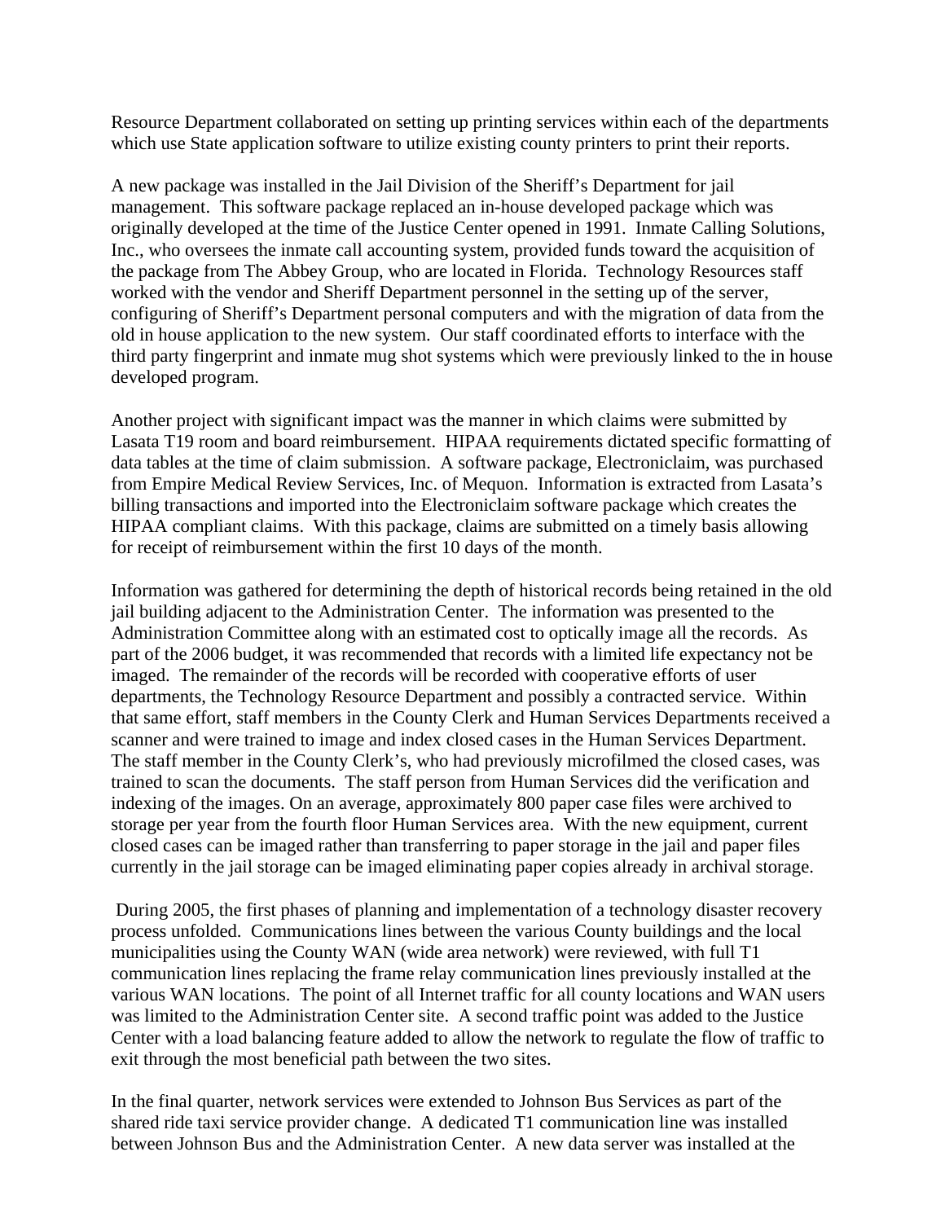Resource Department collaborated on setting up printing services within each of the departments which use State application software to utilize existing county printers to print their reports.

A new package was installed in the Jail Division of the Sheriff's Department for jail management. This software package replaced an in-house developed package which was originally developed at the time of the Justice Center opened in 1991. Inmate Calling Solutions, Inc., who oversees the inmate call accounting system, provided funds toward the acquisition of the package from The Abbey Group, who are located in Florida. Technology Resources staff worked with the vendor and Sheriff Department personnel in the setting up of the server, configuring of Sheriff's Department personal computers and with the migration of data from the old in house application to the new system. Our staff coordinated efforts to interface with the third party fingerprint and inmate mug shot systems which were previously linked to the in house developed program.

Another project with significant impact was the manner in which claims were submitted by Lasata T19 room and board reimbursement. HIPAA requirements dictated specific formatting of data tables at the time of claim submission. A software package, Electroniclaim, was purchased from Empire Medical Review Services, Inc. of Mequon. Information is extracted from Lasata's billing transactions and imported into the Electroniclaim software package which creates the HIPAA compliant claims. With this package, claims are submitted on a timely basis allowing for receipt of reimbursement within the first 10 days of the month.

Information was gathered for determining the depth of historical records being retained in the old jail building adjacent to the Administration Center. The information was presented to the Administration Committee along with an estimated cost to optically image all the records. As part of the 2006 budget, it was recommended that records with a limited life expectancy not be imaged. The remainder of the records will be recorded with cooperative efforts of user departments, the Technology Resource Department and possibly a contracted service. Within that same effort, staff members in the County Clerk and Human Services Departments received a scanner and were trained to image and index closed cases in the Human Services Department. The staff member in the County Clerk's, who had previously microfilmed the closed cases, was trained to scan the documents. The staff person from Human Services did the verification and indexing of the images. On an average, approximately 800 paper case files were archived to storage per year from the fourth floor Human Services area. With the new equipment, current closed cases can be imaged rather than transferring to paper storage in the jail and paper files currently in the jail storage can be imaged eliminating paper copies already in archival storage.

During 2005, the first phases of planning and implementation of a technology disaster recovery process unfolded. Communications lines between the various County buildings and the local municipalities using the County WAN (wide area network) were reviewed, with full T1 communication lines replacing the frame relay communication lines previously installed at the various WAN locations. The point of all Internet traffic for all county locations and WAN users was limited to the Administration Center site. A second traffic point was added to the Justice Center with a load balancing feature added to allow the network to regulate the flow of traffic to exit through the most beneficial path between the two sites.

In the final quarter, network services were extended to Johnson Bus Services as part of the shared ride taxi service provider change. A dedicated T1 communication line was installed between Johnson Bus and the Administration Center. A new data server was installed at the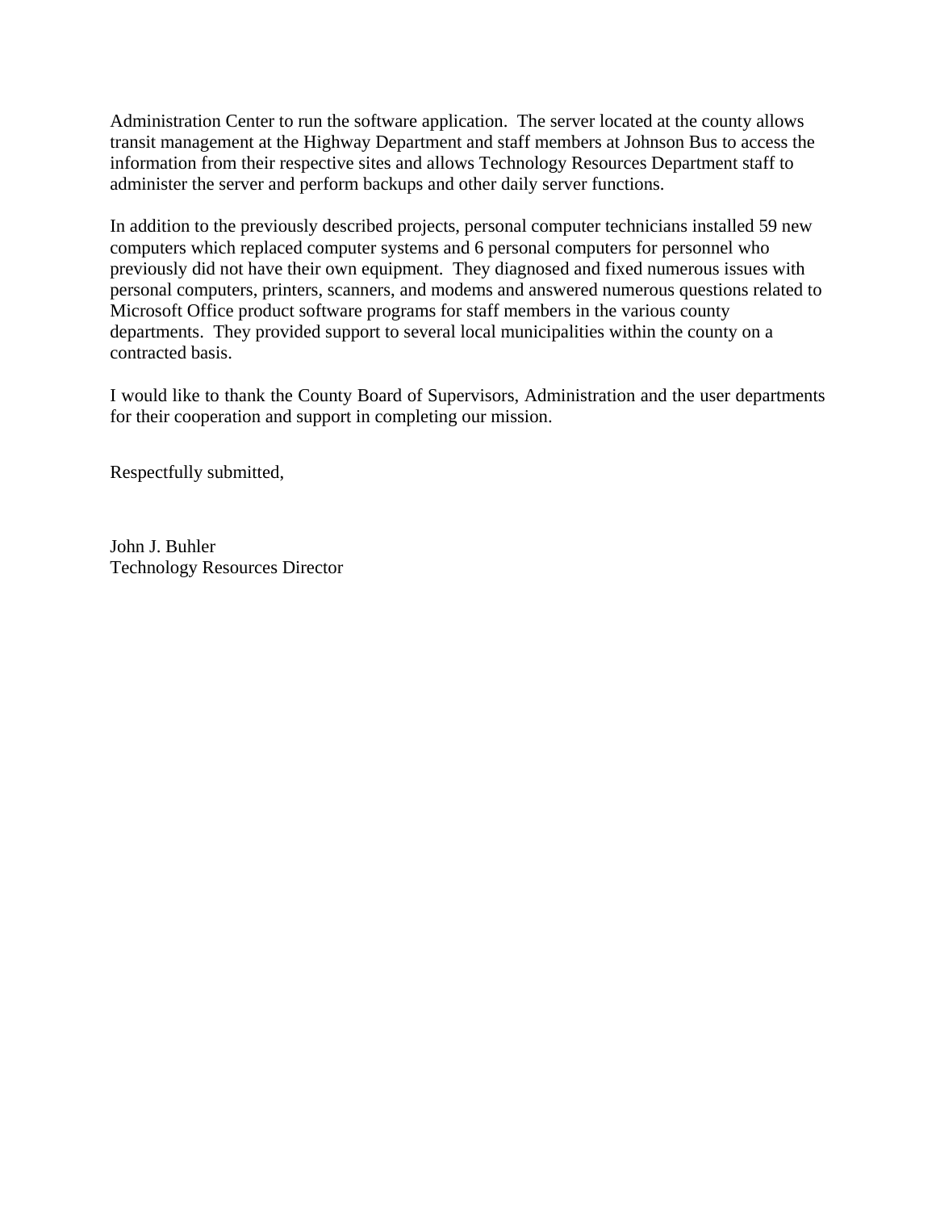Administration Center to run the software application. The server located at the county allows transit management at the Highway Department and staff members at Johnson Bus to access the information from their respective sites and allows Technology Resources Department staff to administer the server and perform backups and other daily server functions.

In addition to the previously described projects, personal computer technicians installed 59 new computers which replaced computer systems and 6 personal computers for personnel who previously did not have their own equipment. They diagnosed and fixed numerous issues with personal computers, printers, scanners, and modems and answered numerous questions related to Microsoft Office product software programs for staff members in the various county departments. They provided support to several local municipalities within the county on a contracted basis.

I would like to thank the County Board of Supervisors, Administration and the user departments for their cooperation and support in completing our mission.

Respectfully submitted,

John J. Buhler
Technology Resources Director